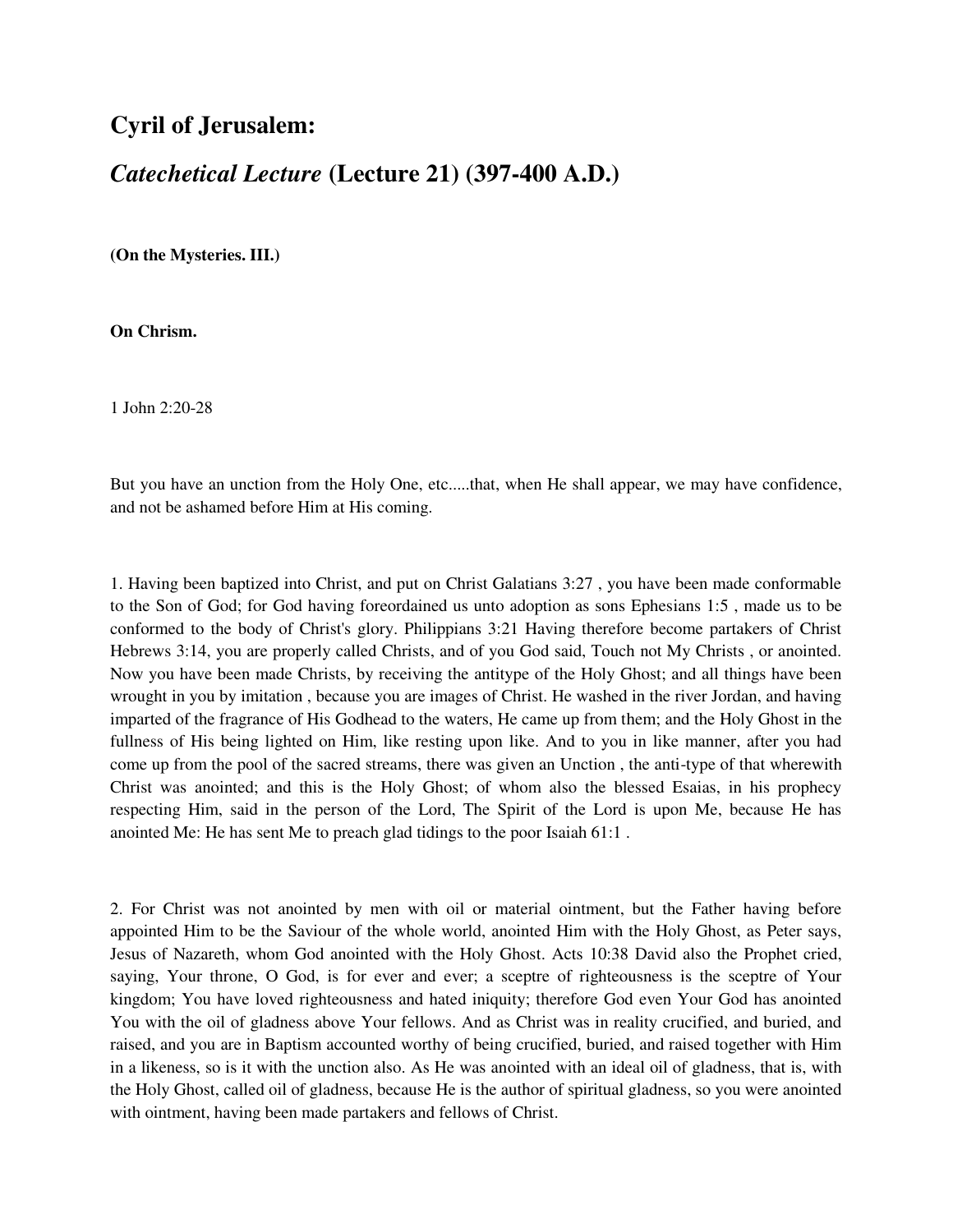## Cyril of Jerusalem:

## *Catechetical Lecture* (Lecture 21) (397-400 A.D.)

**(On the Mysteries. III.)**

**On Chrism.**

1 John 2:20-28

But you have an unction from the Holy One, etc.....that, when He shall appear, we may have confidence, and not be ashamed before Him at His coming.

1. Having been baptized into Christ, and put on Christ Galatians 3:27 , you have been made conformable to the Son of God; for God having foreordained us unto adoption as sons Ephesians 1:5 , made us to be conformed to the body of Christ's glory. Philippians 3:21 Having therefore become partakers of Christ Hebrews 3:14, you are properly called Christs, and of you God said, Touch not My Christs , or anointed. Now you have been made Christs, by receiving the antitype of the Holy Ghost; and all things have been wrought in you by imitation , because you are images of Christ. He washed in the river Jordan, and having imparted of the fragrance of His Godhead to the waters, He came up from them; and the Holy Ghost in the fullness of His being lighted on Him, like resting upon like. And to you in like manner, after you had come up from the pool of the sacred streams, there was given an Unction , the anti-type of that wherewith Christ was anointed; and this is the Holy Ghost; of whom also the blessed Esaias, in his prophecy respecting Him, said in the person of the Lord, The Spirit of the Lord is upon Me, because He has anointed Me: He has sent Me to preach glad tidings to the poor Isaiah 61:1 .

2. For Christ was not anointed by men with oil or material ointment, but the Father having before appointed Him to be the Saviour of the whole world, anointed Him with the Holy Ghost, as Peter says, Jesus of Nazareth, whom God anointed with the Holy Ghost. Acts 10:38 David also the Prophet cried, saying, Your throne, O God, is for ever and ever; a sceptre of righteousness is the sceptre of Your kingdom; You have loved righteousness and hated iniquity; therefore God even Your God has anointed You with the oil of gladness above Your fellows. And as Christ was in reality crucified, and buried, and raised, and you are in Baptism accounted worthy of being crucified, buried, and raised together with Him in a likeness, so is it with the unction also. As He was anointed with an ideal oil of gladness, that is, with the Holy Ghost, called oil of gladness, because He is the author of spiritual gladness, so you were anointed with ointment, having been made partakers and fellows of Christ.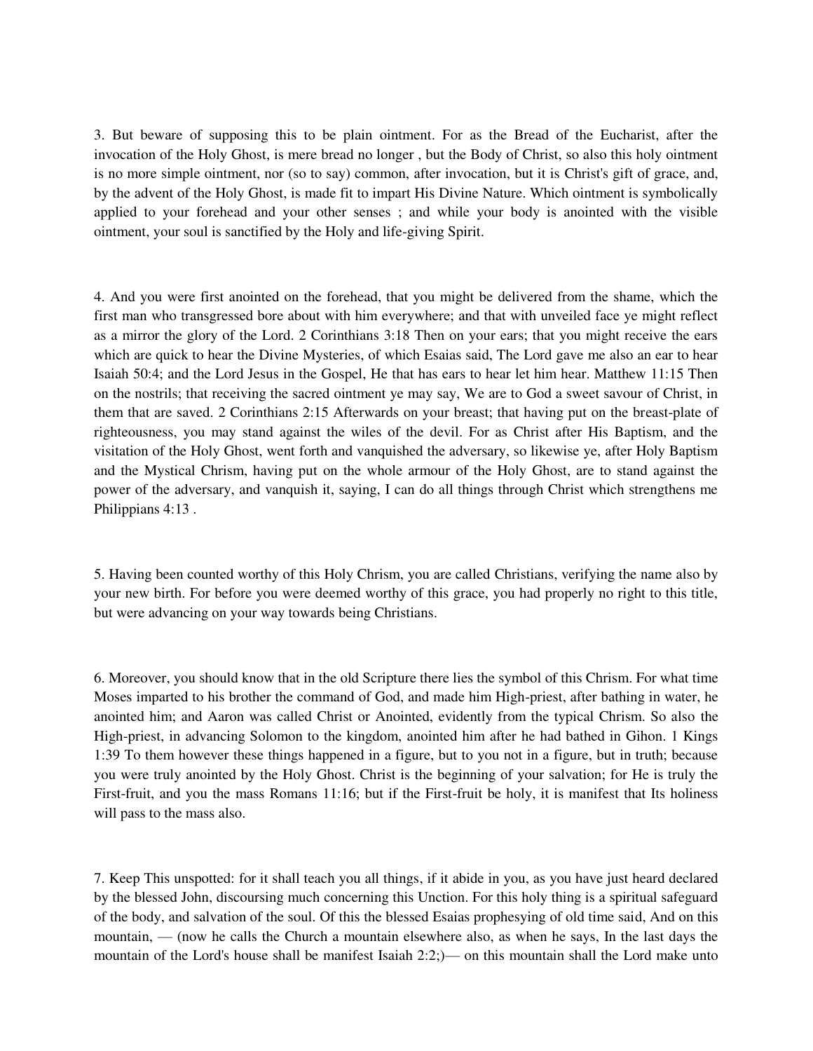3. But beware of supposing this to be plain ointment. For as the Bread of the Eucharist, after the invocation of the Holy Ghost, is mere bread no longer , but the Body of Christ, so also this holy ointment is no more simple ointment, nor (so to say) common, after invocation, but it is Christ's gift of grace, and, by the advent of the Holy Ghost, is made fit to impart His Divine Nature. Which ointment is symbolically applied to your forehead and your other senses ; and while your body is anointed with the visible ointment, your soul is sanctified by the Holy and life-giving Spirit.

4. And you were first anointed on the forehead, that you might be delivered from the shame, which the first man who transgressed bore about with him everywhere; and that with unveiled face ye might reflect as a mirror the glory of the Lord. 2 Corinthians 3:18 Then on your ears; that you might receive the ears which are quick to hear the Divine Mysteries, of which Esaias said, The Lord gave me also an ear to hear Isaiah 50:4; and the Lord Jesus in the Gospel, He that has ears to hear let him hear. Matthew 11:15 Then on the nostrils; that receiving the sacred ointment ye may say, We are to God a sweet savour of Christ, in them that are saved. 2 Corinthians 2:15 Afterwards on your breast; that having put on the breast-plate of righteousness, you may stand against the wiles of the devil. For as Christ after His Baptism, and the visitation of the Holy Ghost, went forth and vanquished the adversary, so likewise ye, after Holy Baptism and the Mystical Chrism, having put on the whole armour of the Holy Ghost, are to stand against the power of the adversary, and vanquish it, saying, I can do all things through Christ which strengthens me Philippians 4:13 .

5. Having been counted worthy of this Holy Chrism, you are called Christians, verifying the name also by your new birth. For before you were deemed worthy of this grace, you had properly no right to this title, but were advancing on your way towards being Christians.

6. Moreover, you should know that in the old Scripture there lies the symbol of this Chrism. For what time Moses imparted to his brother the command of God, and made him High-priest, after bathing in water, he anointed him; and Aaron was called Christ or Anointed, evidently from the typical Chrism. So also the High-priest, in advancing Solomon to the kingdom, anointed him after he had bathed in Gihon. 1 Kings 1:39 To them however these things happened in a figure, but to you not in a figure, but in truth; because you were truly anointed by the Holy Ghost. Christ is the beginning of your salvation; for He is truly the First-fruit, and you the mass Romans 11:16; but if the First-fruit be holy, it is manifest that Its holiness will pass to the mass also.

7. Keep This unspotted: for it shall teach you all things, if it abide in you, as you have just heard declared by the blessed John, discoursing much concerning this Unction. For this holy thing is a spiritual safeguard of the body, and salvation of the soul. Of this the blessed Esaias prophesying of old time said, And on this mountain, — (now he calls the Church a mountain elsewhere also, as when he says, In the last days the mountain of the Lord's house shall be manifest Isaiah 2:2;)— on this mountain shall the Lord make unto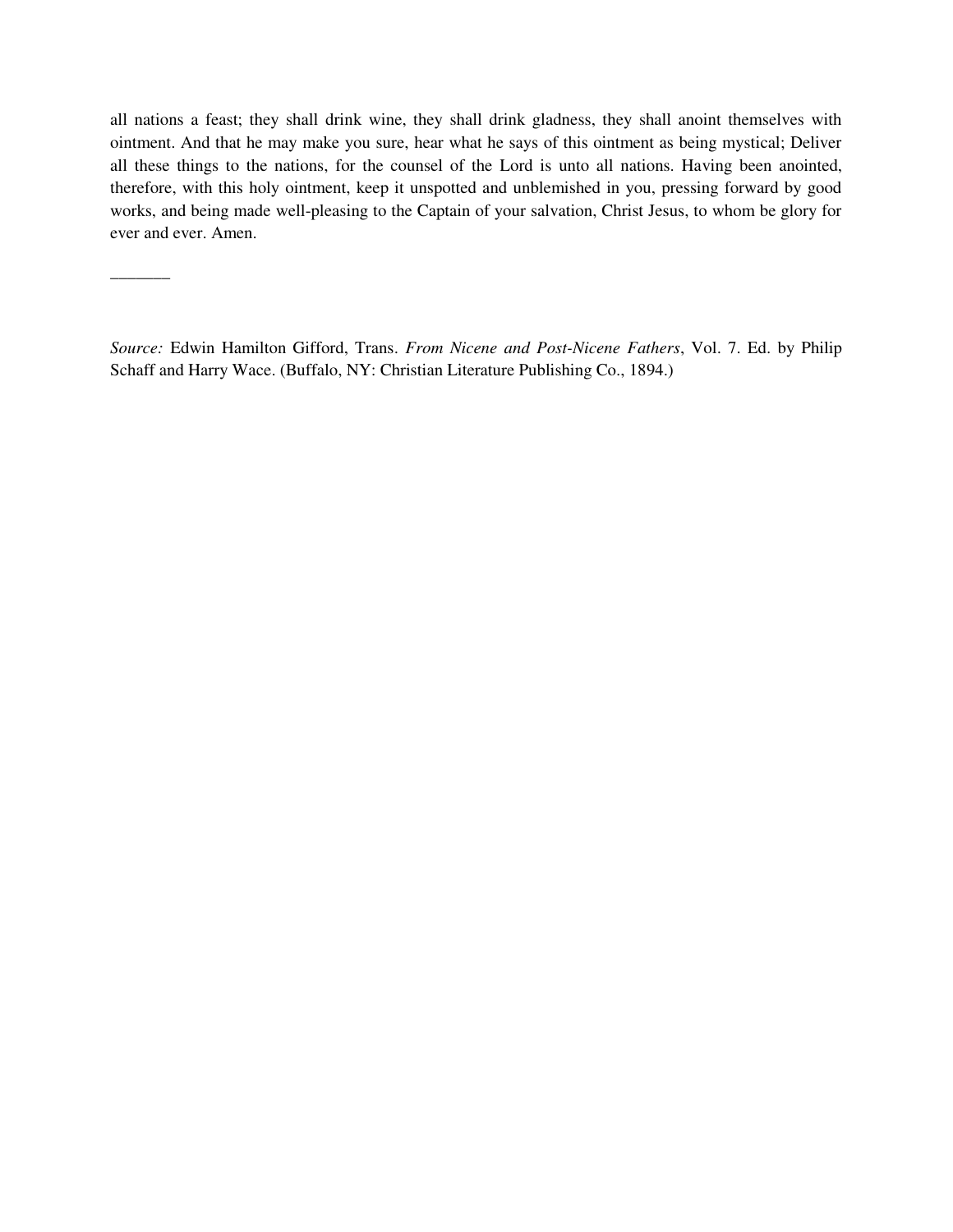all nations a feast; they shall drink wine, they shall drink gladness, they shall anoint themselves with ointment. And that he may make you sure, hear what he says of this ointment as being mystical; Deliver all these things to the nations, for the counsel of the Lord is unto all nations. Having been anointed, therefore, with this holy ointment, keep it unspotted and unblemished in you, pressing forward by good works, and being made well-pleasing to the Captain of your salvation, Christ Jesus, to whom be glory for ever and ever. Amen.

_______

*Source:* Edwin Hamilton Gifford, Trans. *From Nicene and Post-Nicene Fathers*, Vol. 7. Ed. by Philip Schaff and Harry Wace. (Buffalo, NY: Christian Literature Publishing Co., 1894.)